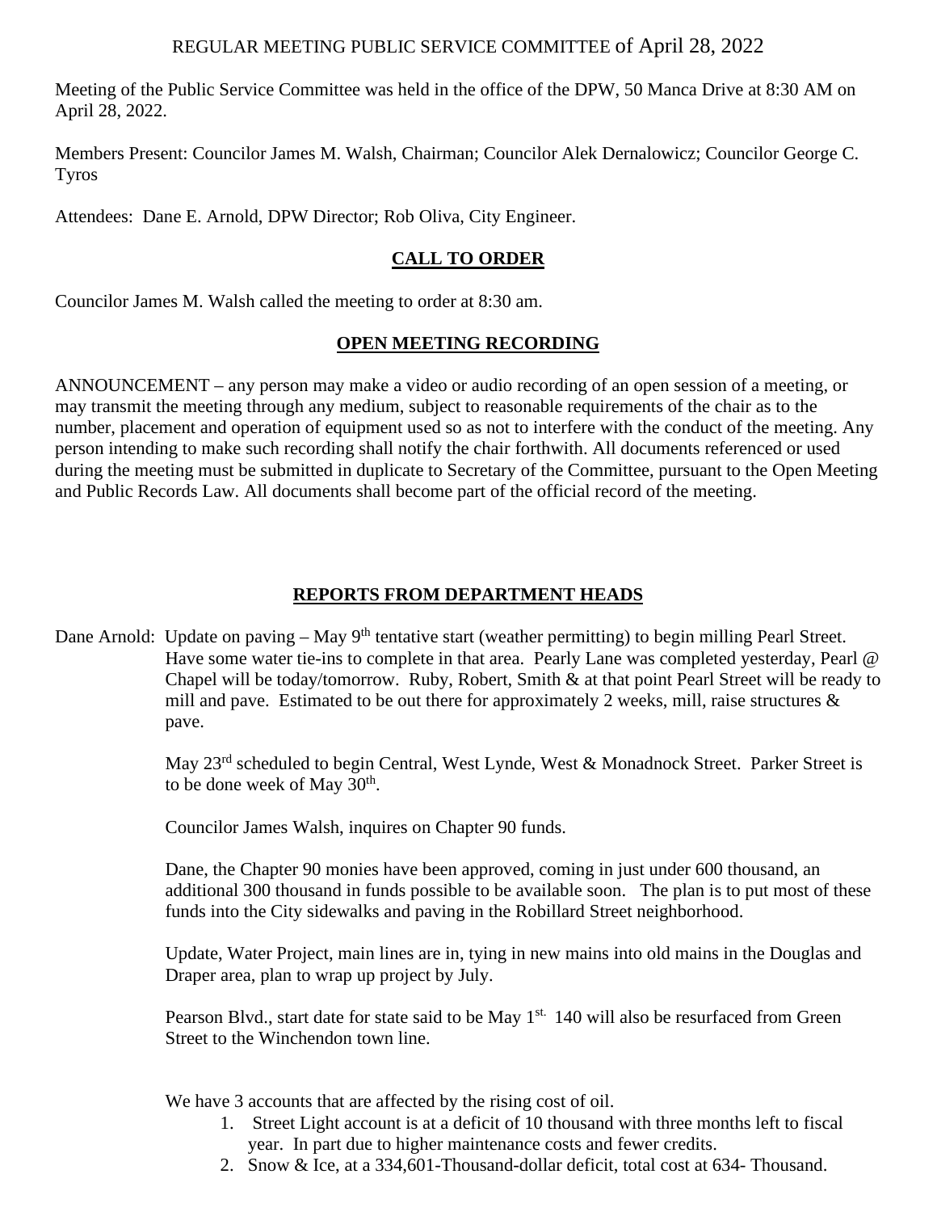# REGULAR MEETING PUBLIC SERVICE COMMITTEE of April 28, 2022

Meeting of the Public Service Committee was held in the office of the DPW, 50 Manca Drive at 8:30 AM on April 28, 2022.

Members Present: Councilor James M. Walsh, Chairman; Councilor Alek Dernalowicz; Councilor George C. Tyros

Attendees: Dane E. Arnold, DPW Director; Rob Oliva, City Engineer.

## CALL TO ORDER

Councilor James M. Walsh called the meeting to order at 8:30 am.

## OPEN MEETING RECORDING

ANNOUNCEMENT – any person may make a video or audio recording of an open session of a meeting, or may transmit the meeting through any medium, subject to reasonable requirements of the chair as to the number, placement and operation of equipment used so as not to interfere with the conduct of the meeting. Any person intending to make such recording shall notify the chair forthwith. All documents referenced or used during the meeting must be submitted in duplicate to Secretary of the Committee, pursuant to the Open Meeting and Public Records Law. All documents shall become part of the official record of the meeting.

## REPORTS FROM DEPARTMENT HEADS

Dane Arnold: Update on paving – May 9th tentative start (weather permitting) to begin milling Pearl Street. Have some water tie-ins to complete in that area. Pearly Lane was completed yesterday, Pearl @ Chapel will be today/tomorrow. Ruby, Robert, Smith & at that point Pearl Street will be ready to mill and pave. Estimated to be out there for approximately 2 weeks, mill, raise structures & pave.

May 23rd scheduled to begin Central, West Lynde, West & Monadnock Street. Parker Street is to be done week of May 30th.

Councilor James Walsh, inquires on Chapter 90 funds.

Dane, the Chapter 90 monies have been approved, coming in just under 600 thousand, an additional 300 thousand in funds possible to be available soon. The plan is to put most of these funds into the City sidewalks and paving in the Robillard Street neighborhood.

Update, Water Project, main lines are in, tying in new mains into old mains in the Douglas and Draper area, plan to wrap up project by July.

Pearson Blvd., start date for state said to be May 1st. 140 will also be resurfaced from Green Street to the Winchendon town line.

We have 3 accounts that are affected by the rising cost of oil.

1. Street Light account is at a deficit of 10 thousand with three months left to fiscal year. In part due to higher maintenance costs and fewer credits.
2. Snow & Ice, at a 334,601-Thousand-dollar deficit, total cost at 634- Thousand.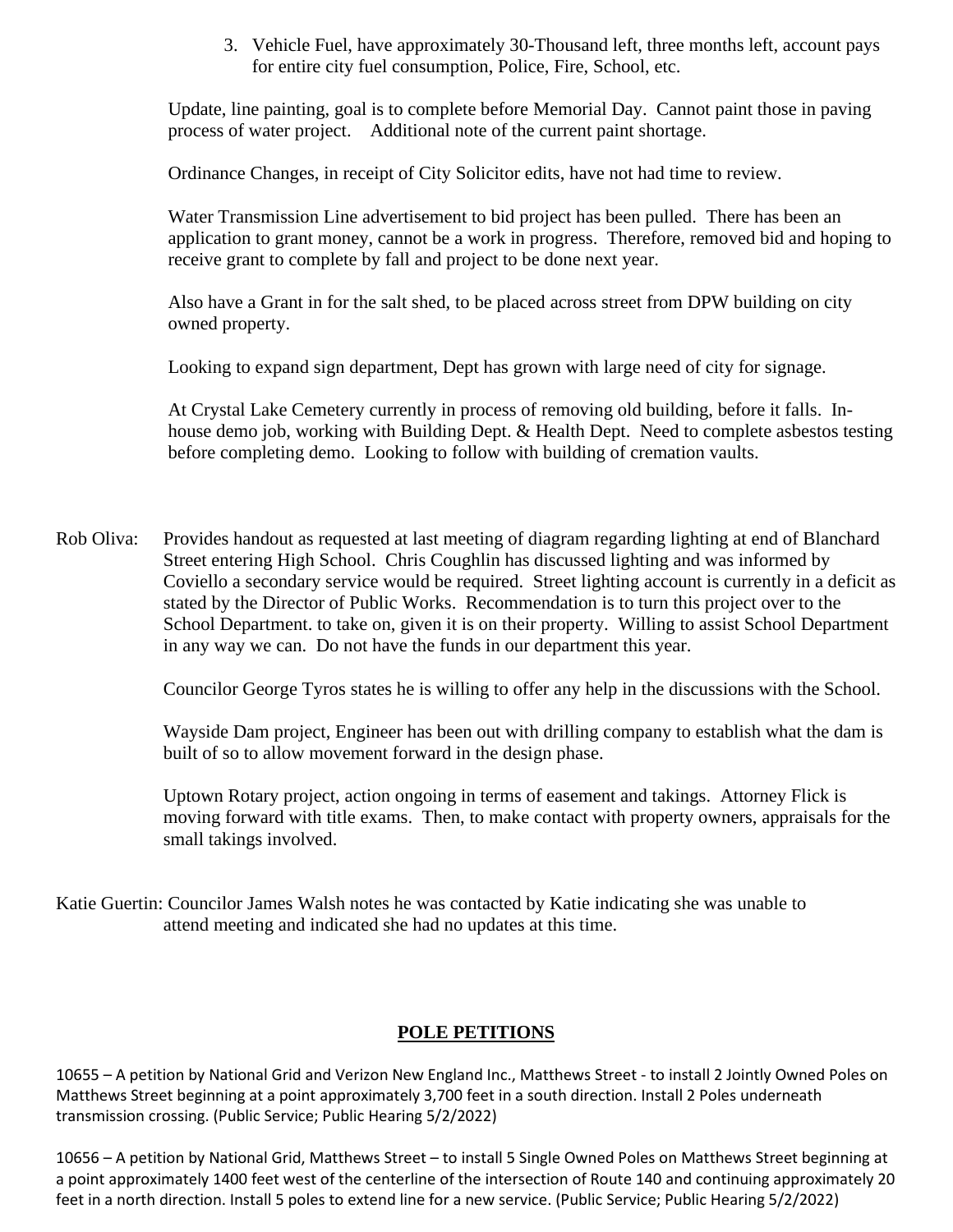3. Vehicle Fuel, have approximately 30-Thousand left, three months left, account pays for entire city fuel consumption, Police, Fire, School, etc.

Update, line painting, goal is to complete before Memorial Day. Cannot paint those in paving process of water project. Additional note of the current paint shortage.

Ordinance Changes, in receipt of City Solicitor edits, have not had time to review.

Water Transmission Line advertisement to bid project has been pulled. There has been an application to grant money, cannot be a work in progress. Therefore, removed bid and hoping to receive grant to complete by fall and project to be done next year.

Also have a Grant in for the salt shed, to be placed across street from DPW building on city owned property.

Looking to expand sign department, Dept has grown with large need of city for signage.

At Crystal Lake Cemetery currently in process of removing old building, before it falls. In-house demo job, working with Building Dept. & Health Dept. Need to complete asbestos testing before completing demo. Looking to follow with building of cremation vaults.

Rob Oliva: Provides handout as requested at last meeting of diagram regarding lighting at end of Blanchard Street entering High School. Chris Coughlin has discussed lighting and was informed by Coviello a secondary service would be required. Street lighting account is currently in a deficit as stated by the Director of Public Works. Recommendation is to turn this project over to the School Department. to take on, given it is on their property. Willing to assist School Department in any way we can. Do not have the funds in our department this year.

Councilor George Tyros states he is willing to offer any help in the discussions with the School.

Wayside Dam project, Engineer has been out with drilling company to establish what the dam is built of so to allow movement forward in the design phase.

Uptown Rotary project, action ongoing in terms of easement and takings. Attorney Flick is moving forward with title exams. Then, to make contact with property owners, appraisals for the small takings involved.

Katie Guertin: Councilor James Walsh notes he was contacted by Katie indicating she was unable to attend meeting and indicated she had no updates at this time.

## POLE PETITIONS

10655 – A petition by National Grid and Verizon New England Inc., Matthews Street - to install 2 Jointly Owned Poles on Matthews Street beginning at a point approximately 3,700 feet in a south direction. Install 2 Poles underneath transmission crossing. (Public Service; Public Hearing 5/2/2022)

10656 – A petition by National Grid, Matthews Street – to install 5 Single Owned Poles on Matthews Street beginning at a point approximately 1400 feet west of the centerline of the intersection of Route 140 and continuing approximately 20 feet in a north direction. Install 5 poles to extend line for a new service. (Public Service; Public Hearing 5/2/2022)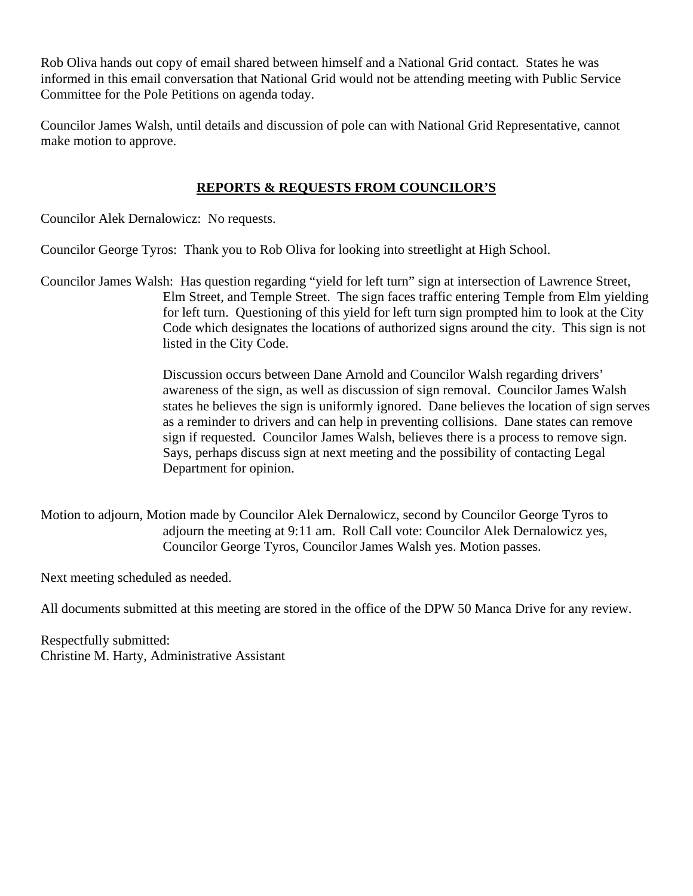Rob Oliva hands out copy of email shared between himself and a National Grid contact. States he was informed in this email conversation that National Grid would not be attending meeting with Public Service Committee for the Pole Petitions on agenda today.

Councilor James Walsh, until details and discussion of pole can with National Grid Representative, cannot make motion to approve.

## **REPORTS & REQUESTS FROM COUNCILOR'S**

Councilor Alek Dernalowicz: No requests.

Councilor George Tyros: Thank you to Rob Oliva for looking into streetlight at High School.

Councilor James Walsh: Has question regarding "yield for left turn" sign at intersection of Lawrence Street, Elm Street, and Temple Street. The sign faces traffic entering Temple from Elm yielding for left turn. Questioning of this yield for left turn sign prompted him to look at the City Code which designates the locations of authorized signs around the city. This sign is not listed in the City Code.

Discussion occurs between Dane Arnold and Councilor Walsh regarding drivers' awareness of the sign, as well as discussion of sign removal. Councilor James Walsh states he believes the sign is uniformly ignored. Dane believes the location of sign serves as a reminder to drivers and can help in preventing collisions. Dane states can remove sign if requested. Councilor James Walsh, believes there is a process to remove sign. Says, perhaps discuss sign at next meeting and the possibility of contacting Legal Department for opinion.

Motion to adjourn, Motion made by Councilor Alek Dernalowicz, second by Councilor George Tyros to adjourn the meeting at 9:11 am. Roll Call vote: Councilor Alek Dernalowicz yes, Councilor George Tyros, Councilor James Walsh yes. Motion passes.

Next meeting scheduled as needed.

All documents submitted at this meeting are stored in the office of the DPW 50 Manca Drive for any review.

Respectfully submitted:
Christine M. Harty, Administrative Assistant